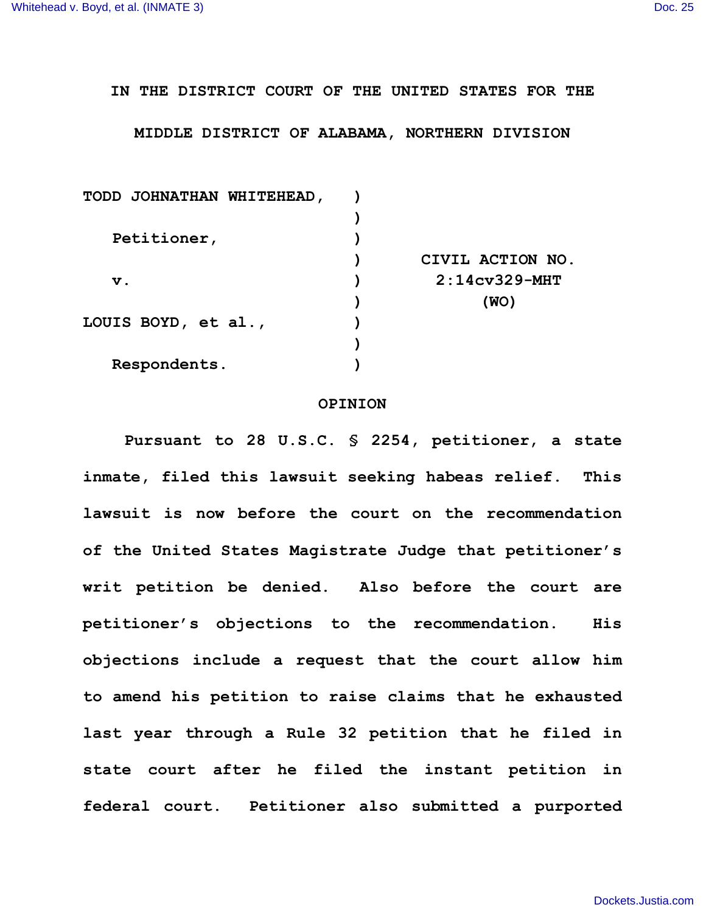IN THE DISTRICT COURT OF THE UNITED STATES FOR THE

MIDDLE DISTRICT OF ALABAMA, NORTHERN DIVISION

| | | |
|---|---|---|
| TODD JOHNATHAN WHITEHEAD, | ) | |
| | ) | |
| Petitioner, | ) | |
| | ) | CIVIL ACTION NO. |
| v. | ) | 2:14cv329-MHT |
| | ) | (WO) |
| LOUIS BOYD, et al., | ) | |
| | ) | |
| Respondents. | ) | |

# OPINION

Pursuant to 28 U.S.C. § 2254, petitioner, a state inmate, filed this lawsuit seeking habeas relief. This lawsuit is now before the court on the recommendation of the United States Magistrate Judge that petitioner's writ petition be denied. Also before the court are petitioner's objections to the recommendation. His objections include a request that the court allow him to amend his petition to raise claims that he exhausted last year through a Rule 32 petition that he filed in state court after he filed the instant petition in federal court. Petitioner also submitted a purported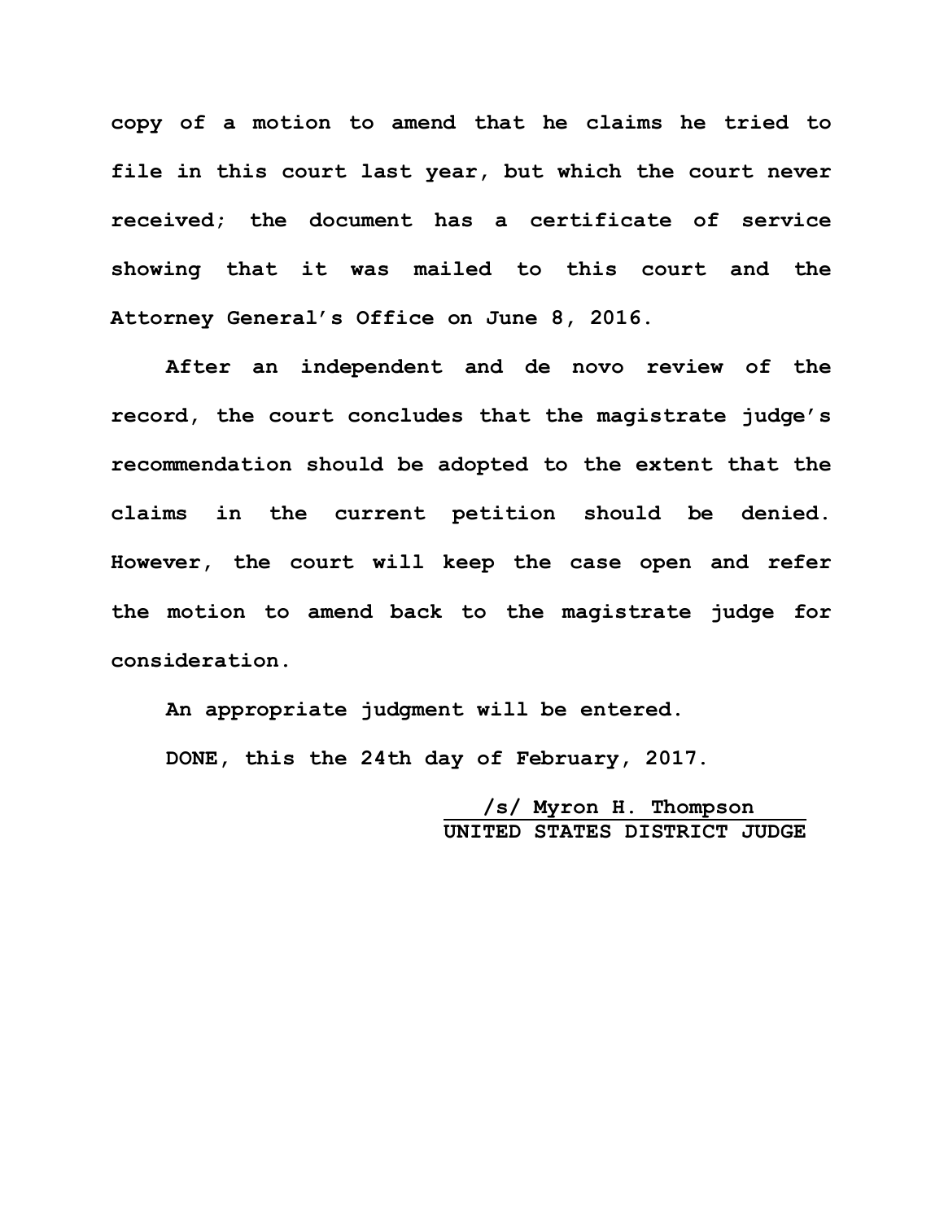copy of a motion to amend that he claims he tried to file in this court last year, but which the court never received; the document has a certificate of service showing that it was mailed to this court and the Attorney General's Office on June 8, 2016.

After an independent and de novo review of the record, the court concludes that the magistrate judge's recommendation should be adopted to the extent that the claims in the current petition should be denied. However, the court will keep the case open and refer the motion to amend back to the magistrate judge for consideration.

An appropriate judgment will be entered.

DONE, this the 24th day of February, 2017.

/s/ Myron H. Thompson
UNITED STATES DISTRICT JUDGE